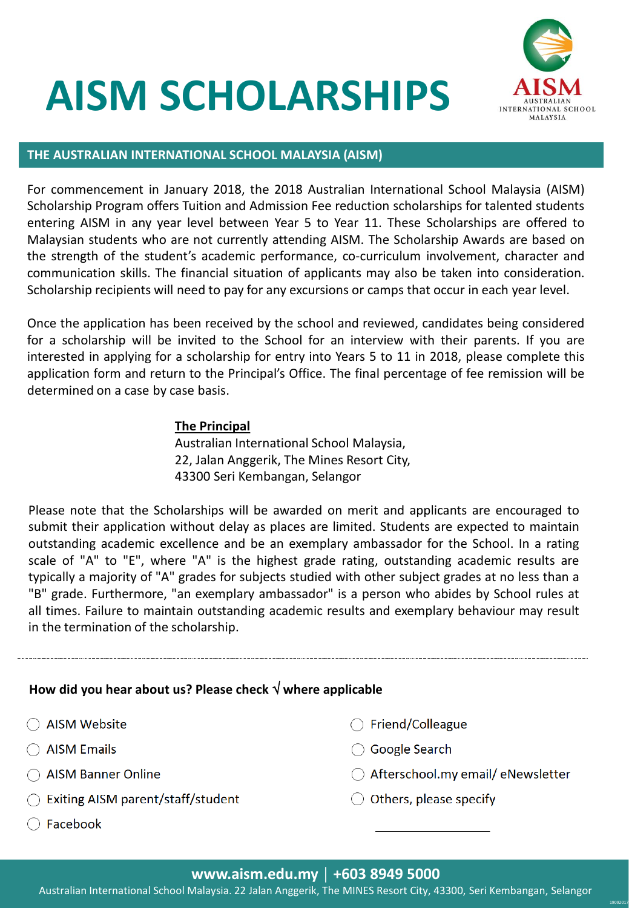# AISM SCHOLARSHIPS

AISM
AUSTRALIAN INTERNATIONAL SCHOOL MALAYSIA

## THE AUSTRALIAN INTERNATIONAL SCHOOL MALAYSIA (AISM)

For commencement in January 2018, the 2018 Australian International School Malaysia (AISM) Scholarship Program offers Tuition and Admission Fee reduction scholarships for talented students entering AISM in any year level between Year 5 to Year 11. These Scholarships are offered to Malaysian students who are not currently attending AISM. The Scholarship Awards are based on the strength of the student's academic performance, co-curriculum involvement, character and communication skills. The financial situation of applicants may also be taken into consideration. Scholarship recipients will need to pay for any excursions or camps that occur in each year level.

Once the application has been received by the school and reviewed, candidates being considered for a scholarship will be invited to the School for an interview with their parents. If you are interested in applying for a scholarship for entry into Years 5 to 11 in 2018, please complete this application form and return to the Principal's Office. The final percentage of fee remission will be determined on a case by case basis.

**The Principal**
Australian International School Malaysia,
22, Jalan Anggerik, The Mines Resort City,
43300 Seri Kembangan, Selangor

Please note that the Scholarships will be awarded on merit and applicants are encouraged to submit their application without delay as places are limited. Students are expected to maintain outstanding academic excellence and be an exemplary ambassador for the School. In a rating scale of "A" to "E", where "A" is the highest grade rating, outstanding academic results are typically a majority of "A" grades for subjects studied with other subject grades at no less than a "B" grade. Furthermore, "an exemplary ambassador" is a person who abides by School rules at all times. Failure to maintain outstanding academic results and exemplary behaviour may result in the termination of the scholarship.

---

**How did you hear about us? Please check √ where applicable**

- ◯ AISM Website
- ◯ AISM Emails
- ◯ AISM Banner Online
- ◯ Exiting AISM parent/staff/student
- ◯ Facebook
- ◯ Friend/Colleague
- ◯ Google Search
- ◯ Afterschool.my email/ eNewsletter
- ◯ Others, please specify ____________

**www.aism.edu.my | +603 8949 5000**
Australian International School Malaysia. 22 Jalan Anggerik, The MINES Resort City, 43300, Seri Kembangan, Selangor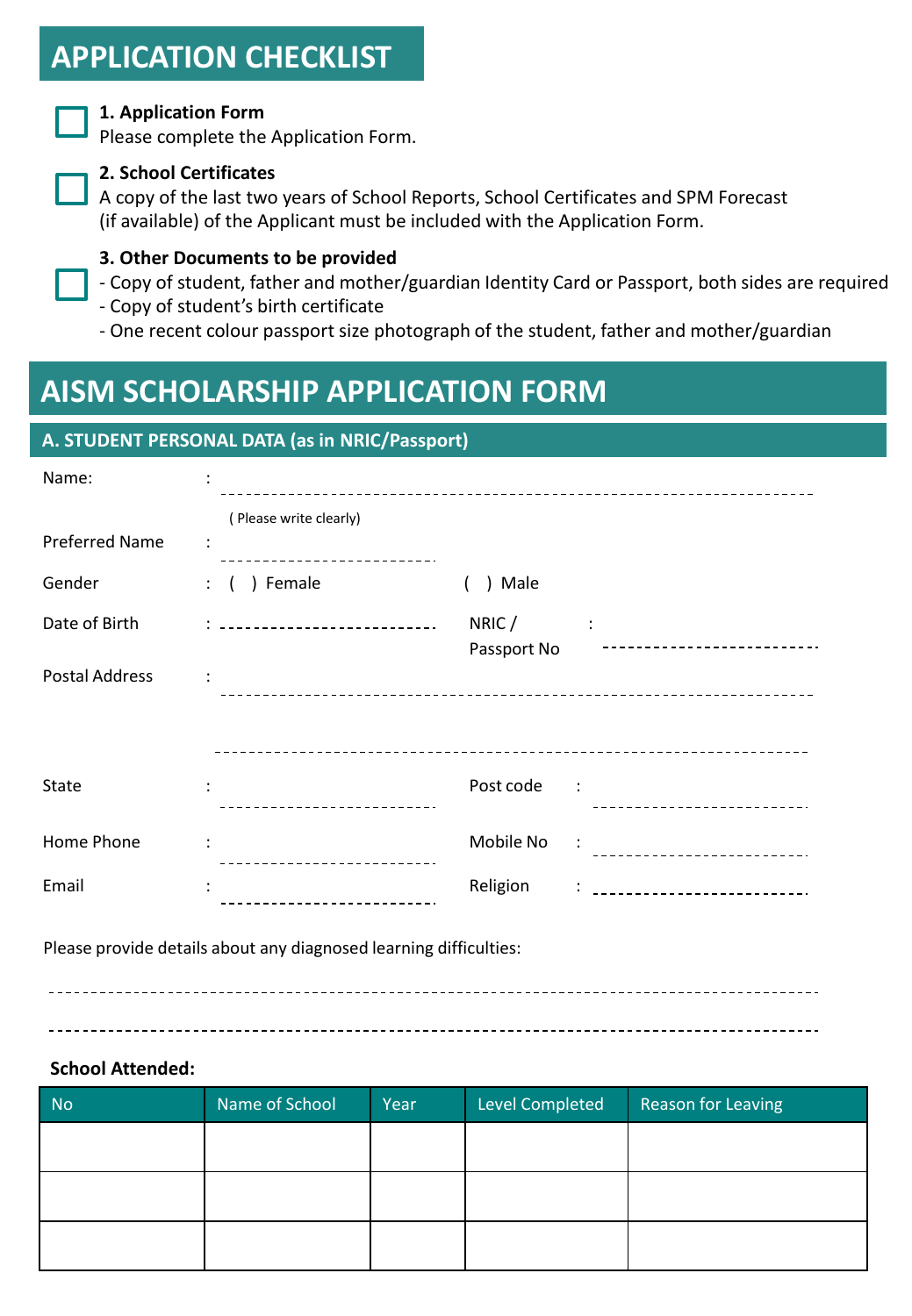## APPLICATION CHECKLIST

☐ **1. Application Form**
Please complete the Application Form.

☐ **2. School Certificates**
A copy of the last two years of School Reports, School Certificates and SPM Forecast (if available) of the Applicant must be included with the Application Form.

☐ **3. Other Documents to be provided**
- Copy of student, father and mother/guardian Identity Card or Passport, both sides are required
- Copy of student's birth certificate
- One recent colour passport size photograph of the student, father and mother/guardian

# AISM SCHOLARSHIP APPLICATION FORM

### A. STUDENT PERSONAL DATA (as in NRIC/Passport)

Name: ____________________________________________
( Please write clearly)

Preferred Name : ____________________

Gender : ( ) Female ( ) Male

Date of Birth : ____________________ NRIC / Passport No : ____________________

Postal Address : ____________________________________________

____________________________________________

State : ____________________ Post code : ____________________

Home Phone : ____________________ Mobile No : ____________________

Email : ____________________ Religion : ____________________

Please provide details about any diagnosed learning difficulties:

____________________________________________

____________________________________________

**School Attended:**

| No | Name of School | Year | Level Completed | Reason for Leaving |
|---|---|---|---|---|
| | | | | |
| | | | | |
| | | | | |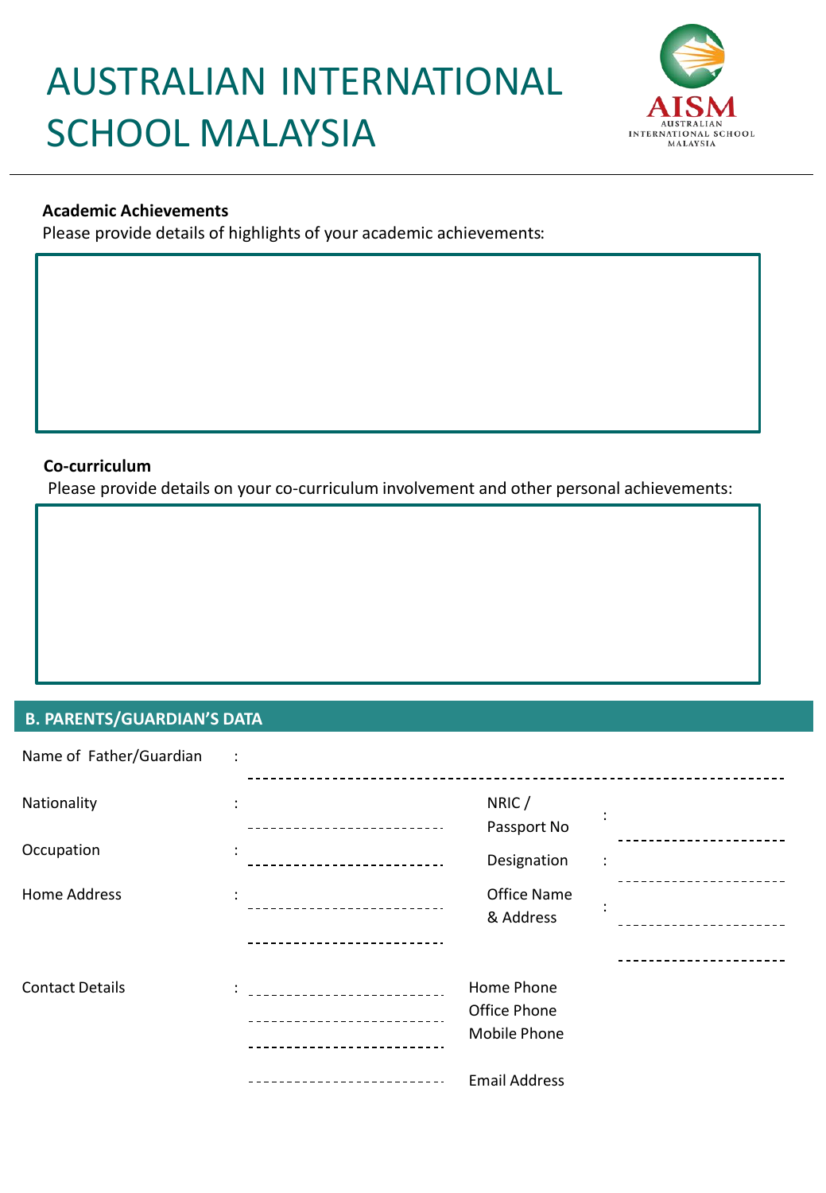# AUSTRALIAN INTERNATIONAL SCHOOL MALAYSIA

**Academic Achievements**

Please provide details of highlights of your academic achievements:

**Co-curriculum**

Please provide details on your co-curriculum involvement and other personal achievements:

## B. PARENTS/GUARDIAN'S DATA

Name of Father/Guardian : ____________________

Nationality : ____________________

NRIC / Passport No : ____________________

Occupation : ____________________

Designation : ____________________

Home Address : ____________________

Office Name & Address : ____________________

Contact Details :

Home Phone ____________________

Office Phone ____________________

Mobile Phone ____________________

Email Address ____________________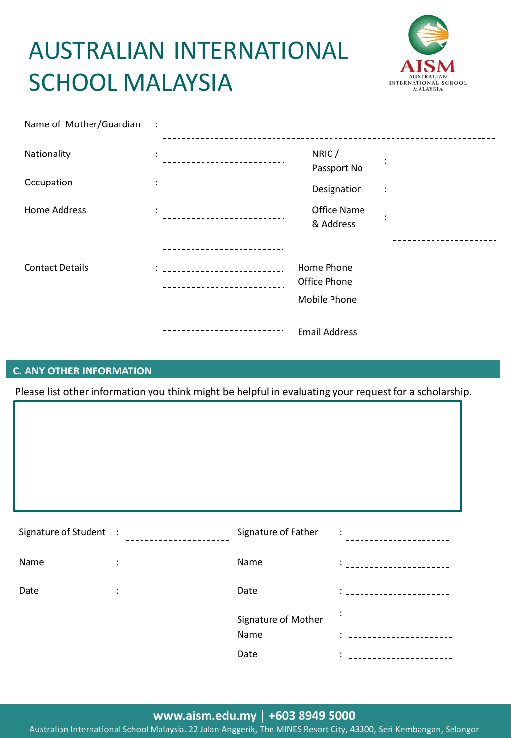# AUSTRALIAN INTERNATIONAL SCHOOL MALAYSIA

Name of Mother/Guardian : ______________________________

| | | | |
|---|---|---|---|
| Nationality | : ____________ | NRIC / Passport No | : ____________ |
| Occupation | : ____________ | Designation | : ____________ |
| Home Address | : ____________ | Office Name & Address | : ____________ |
| | ____________ | | ____________ |
| Contact Details | : ____________ | Home Phone | |
| | ____________ | Office Phone | |
| | ____________ | Mobile Phone | |
| | ____________ | Email Address | |

## C. ANY OTHER INFORMATION

Please list other information you think might be helpful in evaluating your request for a scholarship.

| | | | |
|---|---|---|---|
| Signature of Student | : ____________ | Signature of Father | : ____________ |
| Name | : ____________ | Name | : ____________ |
| Date | : ____________ | Date | : ____________ |
| | | Signature of Mother | : ____________ |
| | | Name | : ____________ |
| | | Date | : ____________ |

**www.aism.edu.my | +603 8949 5000**

Australian International School Malaysia. 22 Jalan Anggerik, The MINES Resort City, 43300, Seri Kembangan, Selangor